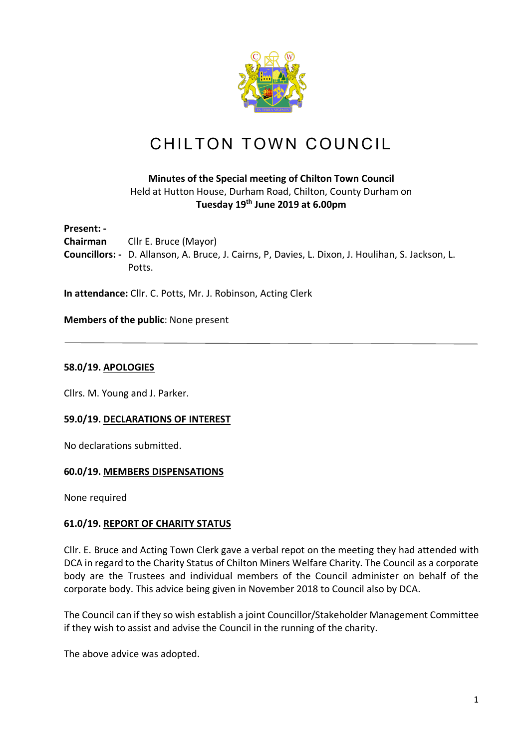# CHILTON TOWN COUNCIL

**Minutes of the Special meeting of Chilton Town Council**
Held at Hutton House, Durham Road, Chilton, County Durham on
**Tuesday 19th June 2019 at 6.00pm**

**Present: -**
**Chairman** Cllr E. Bruce (Mayor)
**Councillors: -** D. Allanson, A. Bruce, J. Cairns, P, Davies, L. Dixon, J. Houlihan, S. Jackson, L. Potts.

**In attendance:** Cllr. C. Potts, Mr. J. Robinson, Acting Clerk

**Members of the public**: None present

---

**58.0/19. APOLOGIES**

Cllrs. M. Young and J. Parker.

**59.0/19. DECLARATIONS OF INTEREST**

No declarations submitted.

**60.0/19. MEMBERS DISPENSATIONS**

None required

**61.0/19. REPORT OF CHARITY STATUS**

Cllr. E. Bruce and Acting Town Clerk gave a verbal repot on the meeting they had attended with DCA in regard to the Charity Status of Chilton Miners Welfare Charity. The Council as a corporate body are the Trustees and individual members of the Council administer on behalf of the corporate body. This advice being given in November 2018 to Council also by DCA.

The Council can if they so wish establish a joint Councillor/Stakeholder Management Committee if they wish to assist and advise the Council in the running of the charity.

The above advice was adopted.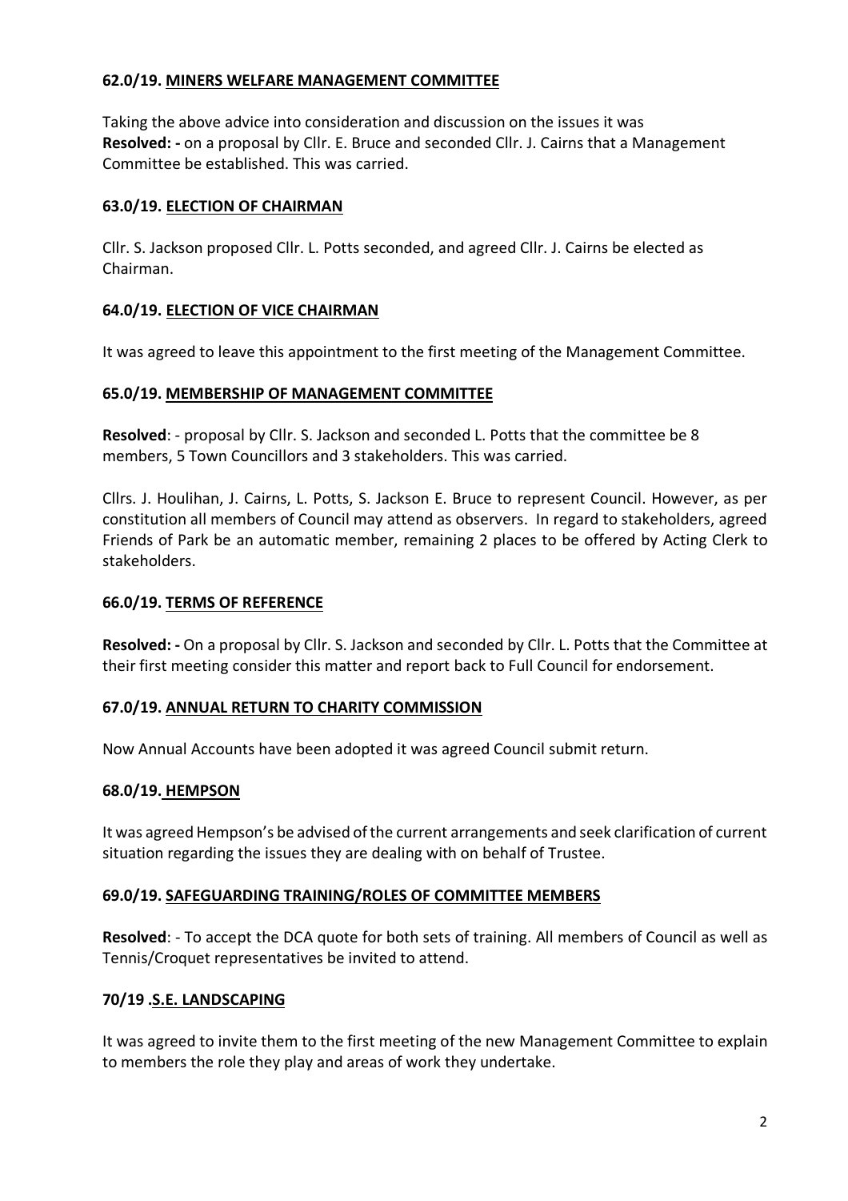**62.0/19. MINERS WELFARE MANAGEMENT COMMITTEE**

Taking the above advice into consideration and discussion on the issues it was **Resolved: -** on a proposal by Cllr. E. Bruce and seconded Cllr. J. Cairns that a Management Committee be established. This was carried.

**63.0/19. ELECTION OF CHAIRMAN**

Cllr. S. Jackson proposed Cllr. L. Potts seconded, and agreed Cllr. J. Cairns be elected as Chairman.

**64.0/19. ELECTION OF VICE CHAIRMAN**

It was agreed to leave this appointment to the first meeting of the Management Committee.

**65.0/19. MEMBERSHIP OF MANAGEMENT COMMITTEE**

**Resolved**: - proposal by Cllr. S. Jackson and seconded L. Potts that the committee be 8 members, 5 Town Councillors and 3 stakeholders. This was carried.

Cllrs. J. Houlihan, J. Cairns, L. Potts, S. Jackson E. Bruce to represent Council. However, as per constitution all members of Council may attend as observers. In regard to stakeholders, agreed Friends of Park be an automatic member, remaining 2 places to be offered by Acting Clerk to stakeholders.

**66.0/19. TERMS OF REFERENCE**

**Resolved: -** On a proposal by Cllr. S. Jackson and seconded by Cllr. L. Potts that the Committee at their first meeting consider this matter and report back to Full Council for endorsement.

**67.0/19. ANNUAL RETURN TO CHARITY COMMISSION**

Now Annual Accounts have been adopted it was agreed Council submit return.

**68.0/19. HEMPSON**

It was agreed Hempson's be advised of the current arrangements and seek clarification of current situation regarding the issues they are dealing with on behalf of Trustee.

**69.0/19. SAFEGUARDING TRAINING/ROLES OF COMMITTEE MEMBERS**

**Resolved**: - To accept the DCA quote for both sets of training. All members of Council as well as Tennis/Croquet representatives be invited to attend.

**70/19 .S.E. LANDSCAPING**

It was agreed to invite them to the first meeting of the new Management Committee to explain to members the role they play and areas of work they undertake.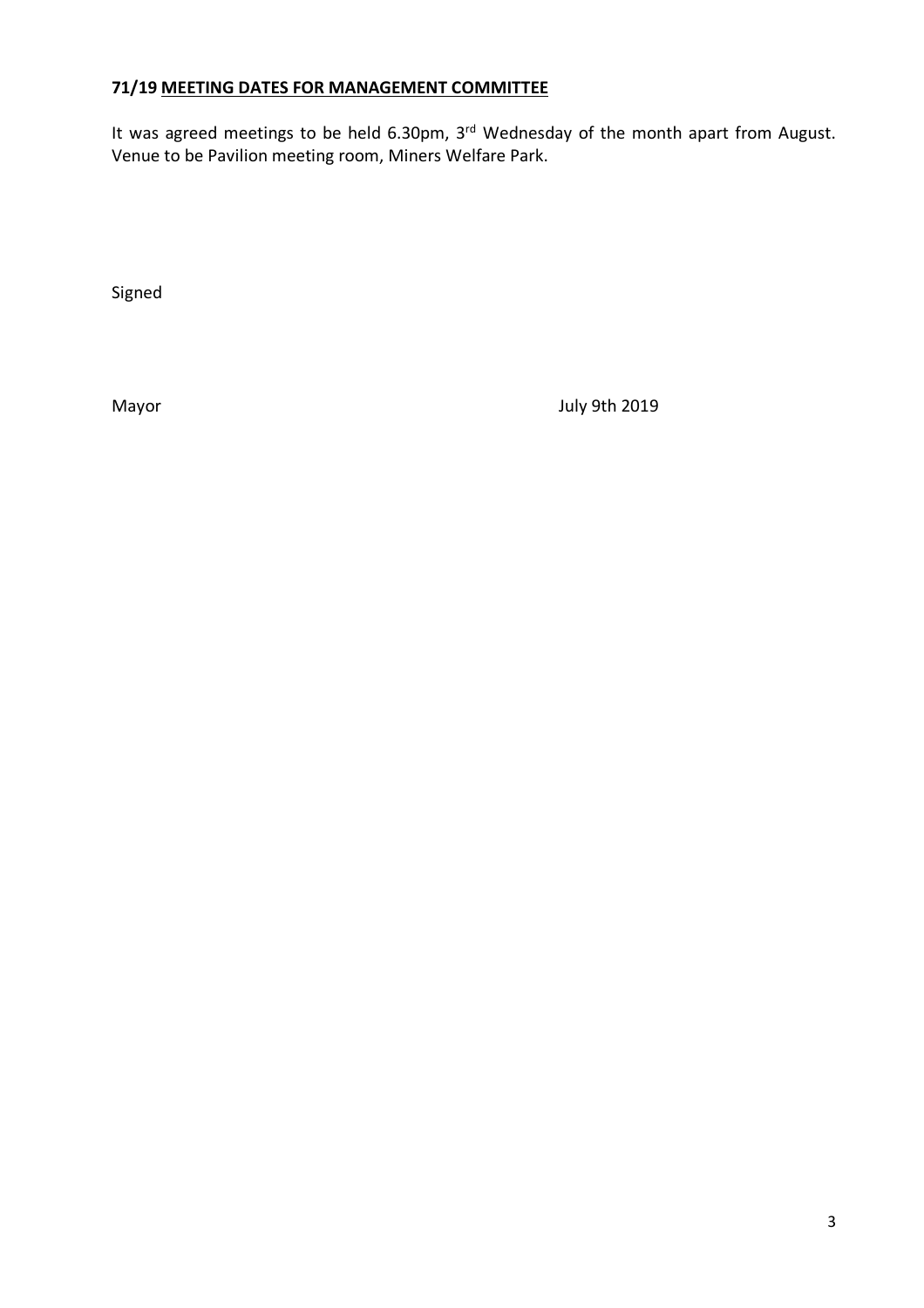**71/19 <u>MEETING DATES FOR MANAGEMENT COMMITTEE</u>**

It was agreed meetings to be held 6.30pm, 3rd Wednesday of the month apart from August. Venue to be Pavilion meeting room, Miners Welfare Park.

Signed

Mayor July 9th 2019